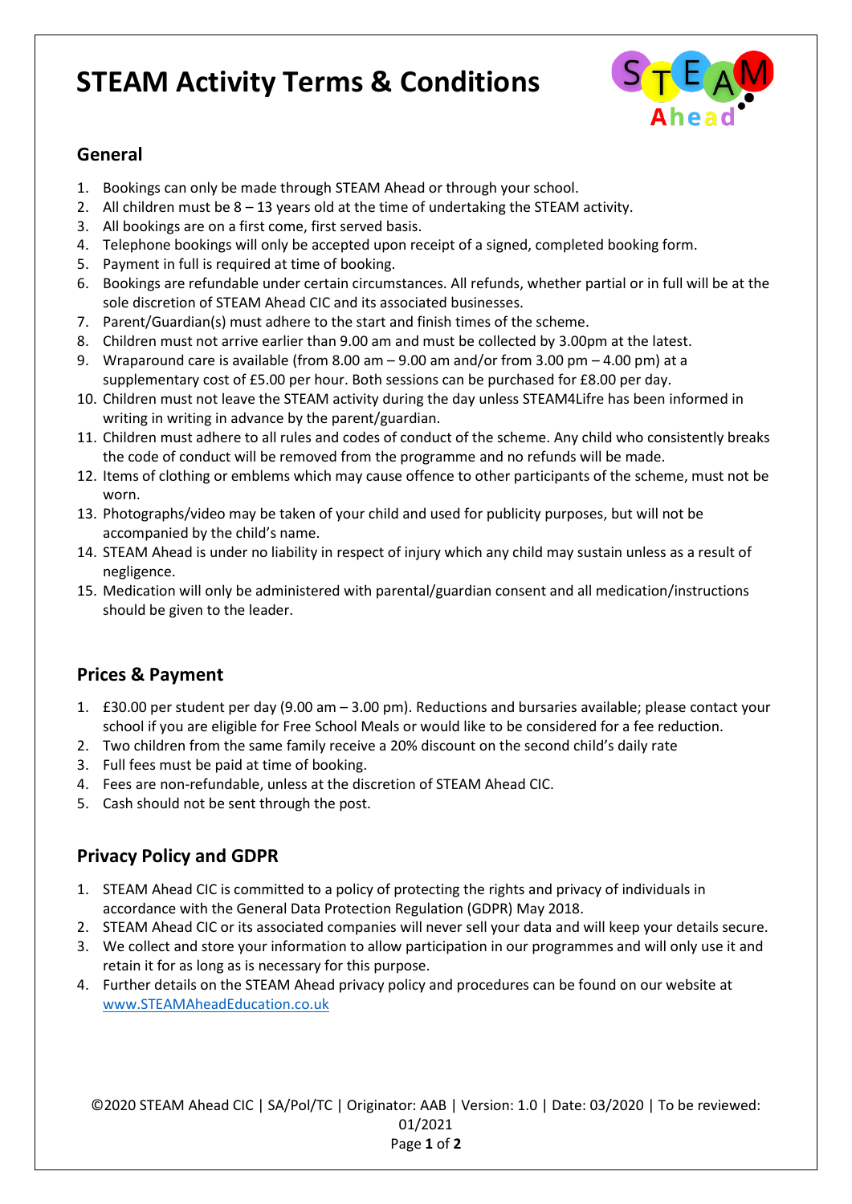# STEAM Activity Terms & Conditions

## General

1. Bookings can only be made through STEAM Ahead or through your school.
2. All children must be 8 – 13 years old at the time of undertaking the STEAM activity.
3. All bookings are on a first come, first served basis.
4. Telephone bookings will only be accepted upon receipt of a signed, completed booking form.
5. Payment in full is required at time of booking.
6. Bookings are refundable under certain circumstances. All refunds, whether partial or in full will be at the sole discretion of STEAM Ahead CIC and its associated businesses.
7. Parent/Guardian(s) must adhere to the start and finish times of the scheme.
8. Children must not arrive earlier than 9.00 am and must be collected by 3.00pm at the latest.
9. Wraparound care is available (from 8.00 am – 9.00 am and/or from 3.00 pm – 4.00 pm) at a supplementary cost of £5.00 per hour. Both sessions can be purchased for £8.00 per day.
10. Children must not leave the STEAM activity during the day unless STEAM4Lifre has been informed in writing in writing in advance by the parent/guardian.
11. Children must adhere to all rules and codes of conduct of the scheme. Any child who consistently breaks the code of conduct will be removed from the programme and no refunds will be made.
12. Items of clothing or emblems which may cause offence to other participants of the scheme, must not be worn.
13. Photographs/video may be taken of your child and used for publicity purposes, but will not be accompanied by the child's name.
14. STEAM Ahead is under no liability in respect of injury which any child may sustain unless as a result of negligence.
15. Medication will only be administered with parental/guardian consent and all medication/instructions should be given to the leader.

## Prices & Payment

1. £30.00 per student per day (9.00 am – 3.00 pm). Reductions and bursaries available; please contact your school if you are eligible for Free School Meals or would like to be considered for a fee reduction.
2. Two children from the same family receive a 20% discount on the second child's daily rate
3. Full fees must be paid at time of booking.
4. Fees are non-refundable, unless at the discretion of STEAM Ahead CIC.
5. Cash should not be sent through the post.

## Privacy Policy and GDPR

1. STEAM Ahead CIC is committed to a policy of protecting the rights and privacy of individuals in accordance with the General Data Protection Regulation (GDPR) May 2018.
2. STEAM Ahead CIC or its associated companies will never sell your data and will keep your details secure.
3. We collect and store your information to allow participation in our programmes and will only use it and retain it for as long as is necessary for this purpose.
4. Further details on the STEAM Ahead privacy policy and procedures can be found on our website at [www.STEAMAheadEducation.co.uk](http://www.STEAMAheadEducation.co.uk)

©2020 STEAM Ahead CIC | SA/Pol/TC | Originator: AAB | Version: 1.0 | Date: 03/2020 | To be reviewed: 01/2021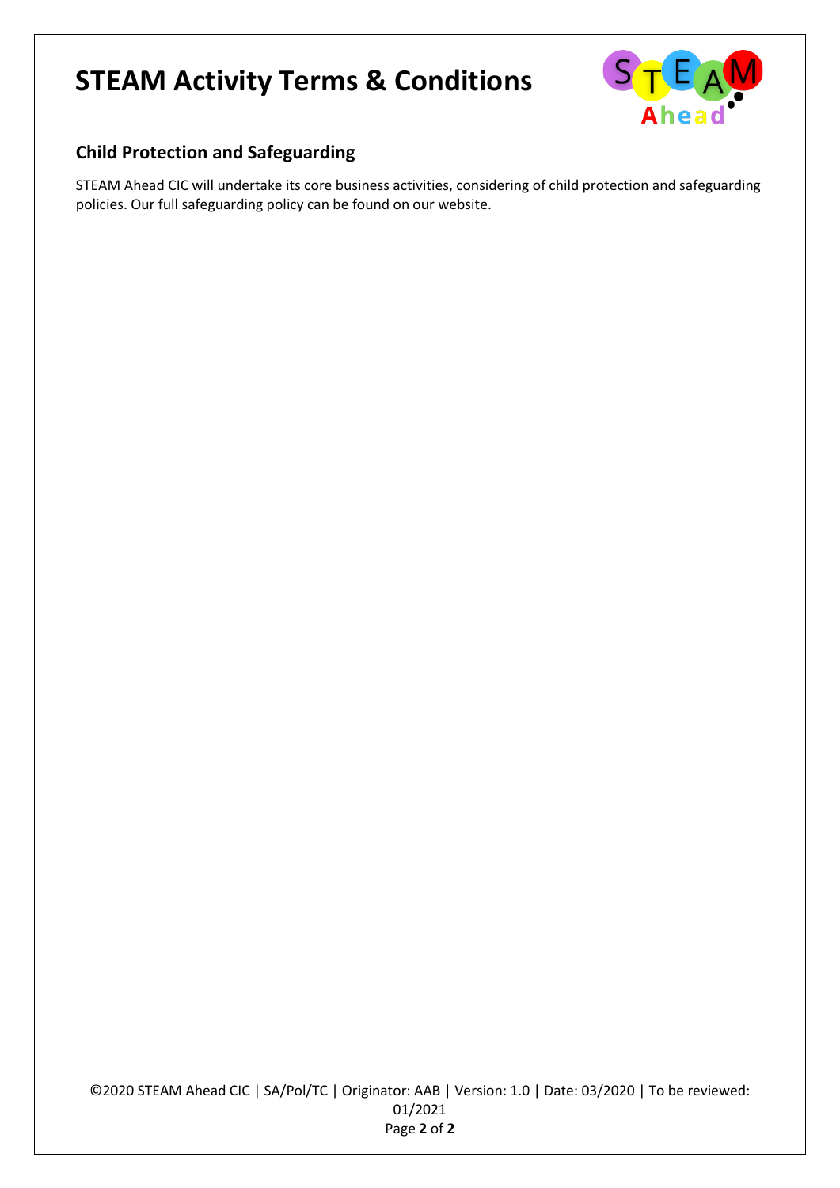# STEAM Activity Terms & Conditions

## Child Protection and Safeguarding

STEAM Ahead CIC will undertake its core business activities, considering of child protection and safeguarding policies. Our full safeguarding policy can be found on our website.